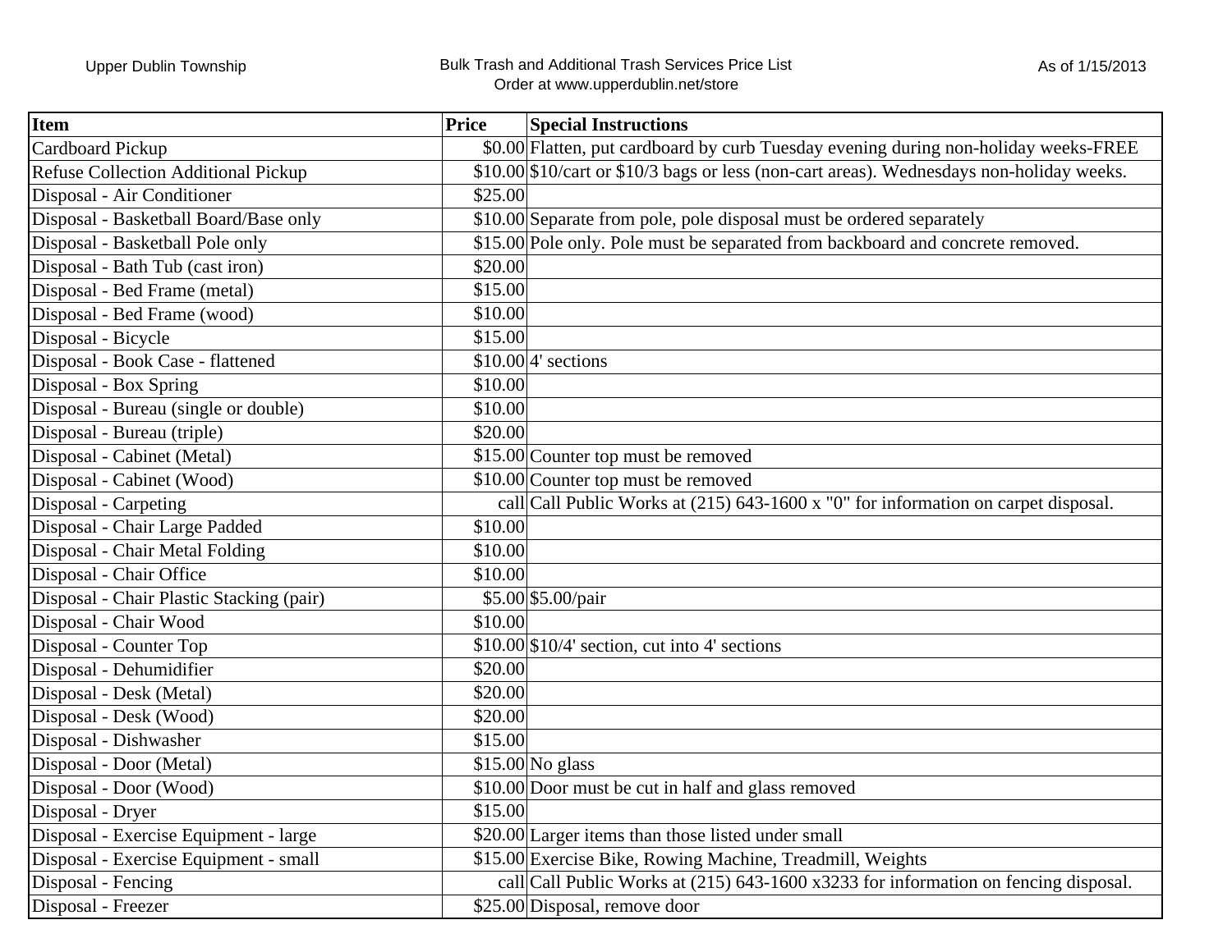Upper Dublin Township

Bulk Trash and Additional Trash Services Price List
Order at www.upperdublin.net/store

As of 1/15/2013

| Item | Price | Special Instructions |
|---|---|---|
| Cardboard Pickup | $0.00 | Flatten, put cardboard by curb Tuesday evening during non-holiday weeks-FREE |
| Refuse Collection Additional Pickup | $10.00 | $10/cart or $10/3 bags or less (non-cart areas). Wednesdays non-holiday weeks. |
| Disposal - Air Conditioner | $25.00 | |
| Disposal - Basketball Board/Base only | $10.00 | Separate from pole, pole disposal must be ordered separately |
| Disposal - Basketball Pole only | $15.00 | Pole only. Pole must be separated from backboard and concrete removed. |
| Disposal - Bath Tub (cast iron) | $20.00 | |
| Disposal - Bed Frame (metal) | $15.00 | |
| Disposal - Bed Frame (wood) | $10.00 | |
| Disposal - Bicycle | $15.00 | |
| Disposal - Book Case - flattened | $10.00 | 4' sections |
| Disposal - Box Spring | $10.00 | |
| Disposal - Bureau (single or double) | $10.00 | |
| Disposal - Bureau (triple) | $20.00 | |
| Disposal - Cabinet (Metal) | $15.00 | Counter top must be removed |
| Disposal - Cabinet (Wood) | $10.00 | Counter top must be removed |
| Disposal - Carpeting | call | Call Public Works at (215) 643-1600 x "0" for information on carpet disposal. |
| Disposal - Chair Large Padded | $10.00 | |
| Disposal - Chair Metal Folding | $10.00 | |
| Disposal - Chair Office | $10.00 | |
| Disposal - Chair Plastic Stacking (pair) | $5.00 | $5.00/pair |
| Disposal - Chair Wood | $10.00 | |
| Disposal - Counter Top | $10.00 | $10/4' section, cut into 4' sections |
| Disposal - Dehumidifier | $20.00 | |
| Disposal - Desk (Metal) | $20.00 | |
| Disposal - Desk (Wood) | $20.00 | |
| Disposal - Dishwasher | $15.00 | |
| Disposal - Door (Metal) | $15.00 | No glass |
| Disposal - Door (Wood) | $10.00 | Door must be cut in half and glass removed |
| Disposal - Dryer | $15.00 | |
| Disposal - Exercise Equipment - large | $20.00 | Larger items than those listed under small |
| Disposal - Exercise Equipment - small | $15.00 | Exercise Bike, Rowing Machine, Treadmill, Weights |
| Disposal - Fencing | call | Call Public Works at (215) 643-1600 x3233 for information on fencing disposal. |
| Disposal - Freezer | $25.00 | Disposal, remove door |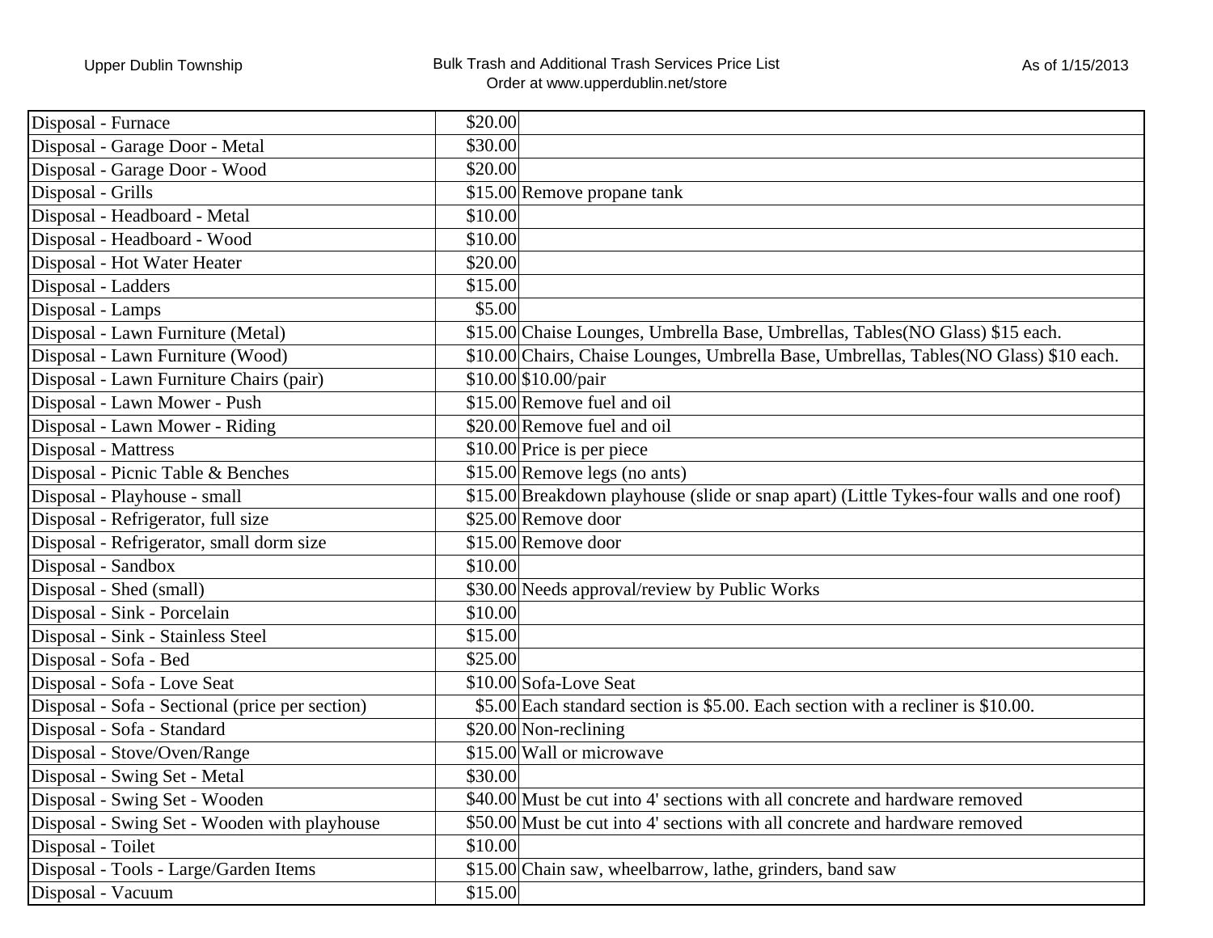| Disposal - Furnace | $20.00 | |
|---|---|---|
| Disposal - Garage Door - Metal | $30.00 | |
| Disposal - Garage Door - Wood | $20.00 | |
| Disposal - Grills | $15.00 | Remove propane tank |
| Disposal - Headboard - Metal | $10.00 | |
| Disposal - Headboard - Wood | $10.00 | |
| Disposal - Hot Water Heater | $20.00 | |
| Disposal - Ladders | $15.00 | |
| Disposal - Lamps | $5.00 | |
| Disposal - Lawn Furniture (Metal) | $15.00 | Chaise Lounges, Umbrella Base, Umbrellas, Tables(NO Glass) $15 each. |
| Disposal - Lawn Furniture (Wood) | $10.00 | Chairs, Chaise Lounges, Umbrella Base, Umbrellas, Tables(NO Glass) $10 each. |
| Disposal - Lawn Furniture Chairs (pair) | $10.00 | $10.00/pair |
| Disposal - Lawn Mower - Push | $15.00 | Remove fuel and oil |
| Disposal - Lawn Mower - Riding | $20.00 | Remove fuel and oil |
| Disposal - Mattress | $10.00 | Price is per piece |
| Disposal - Picnic Table & Benches | $15.00 | Remove legs (no ants) |
| Disposal - Playhouse - small | $15.00 | Breakdown playhouse (slide or snap apart) (Little Tykes-four walls and one roof) |
| Disposal - Refrigerator, full size | $25.00 | Remove door |
| Disposal - Refrigerator, small dorm size | $15.00 | Remove door |
| Disposal - Sandbox | $10.00 | |
| Disposal - Shed (small) | $30.00 | Needs approval/review by Public Works |
| Disposal - Sink - Porcelain | $10.00 | |
| Disposal - Sink - Stainless Steel | $15.00 | |
| Disposal - Sofa - Bed | $25.00 | |
| Disposal - Sofa - Love Seat | $10.00 | Sofa-Love Seat |
| Disposal - Sofa - Sectional (price per section) | $5.00 | Each standard section is $5.00. Each section with a recliner is $10.00. |
| Disposal - Sofa - Standard | $20.00 | Non-reclining |
| Disposal - Stove/Oven/Range | $15.00 | Wall or microwave |
| Disposal - Swing Set - Metal | $30.00 | |
| Disposal - Swing Set - Wooden | $40.00 | Must be cut into 4' sections with all concrete and hardware removed |
| Disposal - Swing Set - Wooden with playhouse | $50.00 | Must be cut into 4' sections with all concrete and hardware removed |
| Disposal - Toilet | $10.00 | |
| Disposal - Tools - Large/Garden Items | $15.00 | Chain saw, wheelbarrow, lathe, grinders, band saw |
| Disposal - Vacuum | $15.00 | |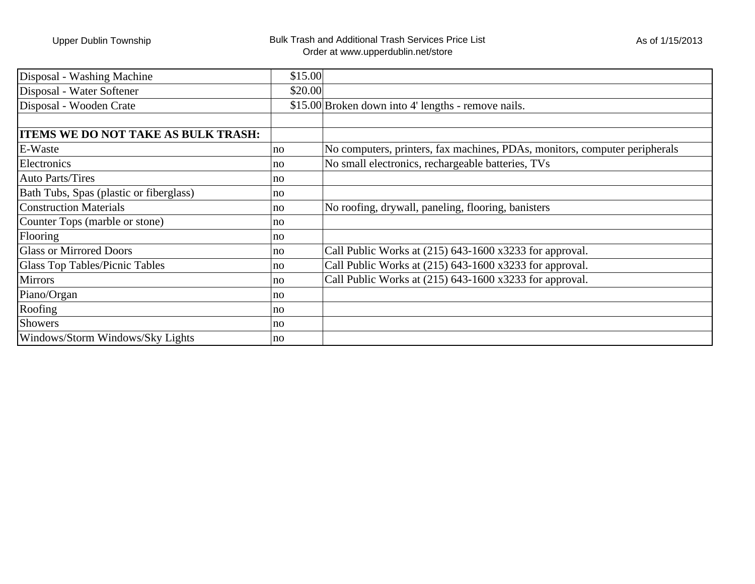| | | |
|---|---|---|
| Disposal - Washing Machine | $15.00 | |
| Disposal - Water Softener | $20.00 | |
| Disposal - Wooden Crate | $15.00 | Broken down into 4' lengths - remove nails. |
| | | |
| **ITEMS WE DO NOT TAKE AS BULK TRASH:** | | |
| E-Waste | no | No computers, printers, fax machines, PDAs, monitors, computer peripherals |
| Electronics | no | No small electronics, rechargeable batteries, TVs |
| Auto Parts/Tires | no | |
| Bath Tubs, Spas (plastic or fiberglass) | no | |
| Construction Materials | no | No roofing, drywall, paneling, flooring, banisters |
| Counter Tops (marble or stone) | no | |
| Flooring | no | |
| Glass or Mirrored Doors | no | Call Public Works at (215) 643-1600 x3233 for approval. |
| Glass Top Tables/Picnic Tables | no | Call Public Works at (215) 643-1600 x3233 for approval. |
| Mirrors | no | Call Public Works at (215) 643-1600 x3233 for approval. |
| Piano/Organ | no | |
| Roofing | no | |
| Showers | no | |
| Windows/Storm Windows/Sky Lights | no | |